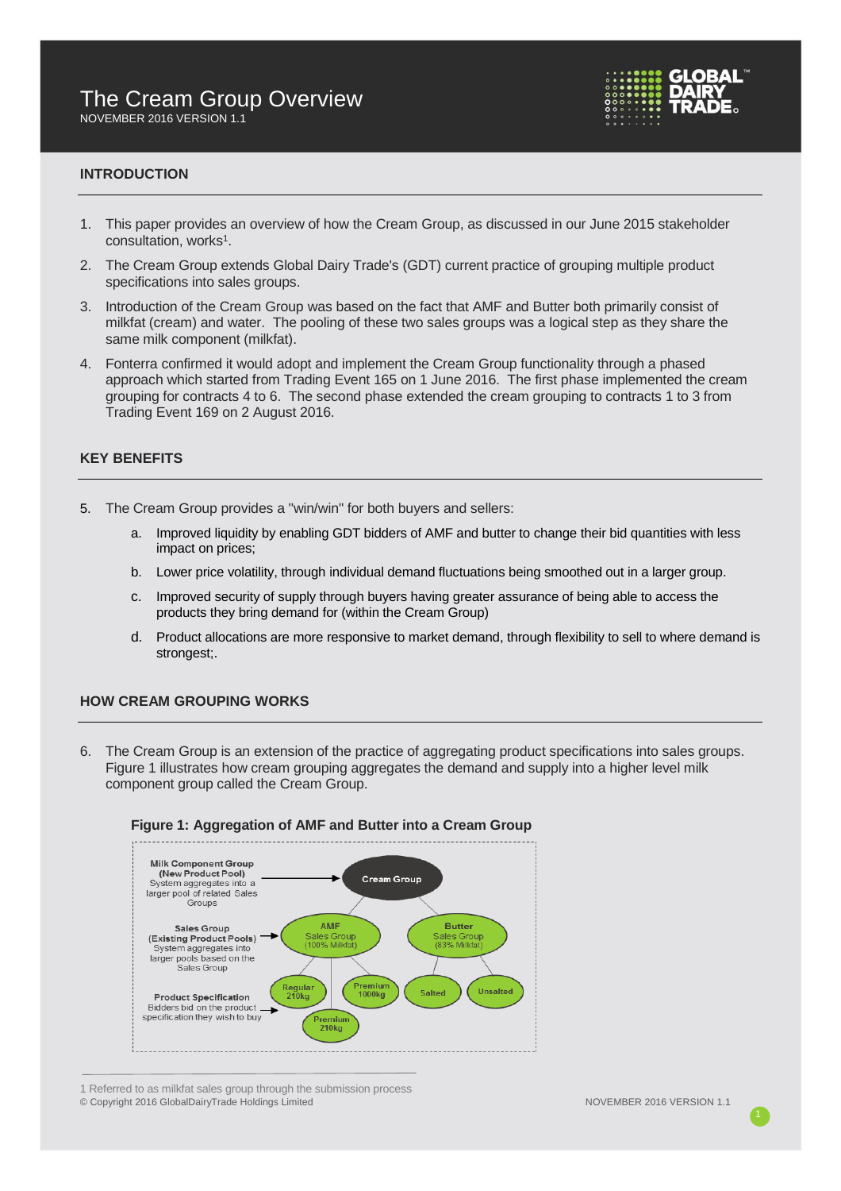# The Cream Group Overview

NOVEMBER 2016 VERSION 1.1

## INTRODUCTION

1. This paper provides an overview of how the Cream Group, as discussed in our June 2015 stakeholder consultation, works[1].
2. The Cream Group extends Global Dairy Trade's (GDT) current practice of grouping multiple product specifications into sales groups.
3. Introduction of the Cream Group was based on the fact that AMF and Butter both primarily consist of milkfat (cream) and water. The pooling of these two sales groups was a logical step as they share the same milk component (milkfat).
4. Fonterra confirmed it would adopt and implement the Cream Group functionality through a phased approach which started from Trading Event 165 on 1 June 2016. The first phase implemented the cream grouping for contracts 4 to 6. The second phase extended the cream grouping to contracts 1 to 3 from Trading Event 169 on 2 August 2016.

## KEY BENEFITS

5. The Cream Group provides a "win/win" for both buyers and sellers:
   a. Improved liquidity by enabling GDT bidders of AMF and butter to change their bid quantities with less impact on prices;
   b. Lower price volatility, through individual demand fluctuations being smoothed out in a larger group.
   c. Improved security of supply through buyers having greater assurance of being able to access the products they bring demand for (within the Cream Group)
   d. Product allocations are more responsive to market demand, through flexibility to sell to where demand is strongest;.

## HOW CREAM GROUPING WORKS

6. The Cream Group is an extension of the practice of aggregating product specifications into sales groups. Figure 1 illustrates how cream grouping aggregates the demand and supply into a higher level milk component group called the Cream Group.

**Figure 1: Aggregation of AMF and Butter into a Cream Group**

**Milk Component Group (New Product Pool)** System aggregates into a larger pool of related Sales Groups → Cream Group

**Sales Group (Existing Product Pools)** System aggregates into larger pools based on the Sales Group → AMF Sales Group (100% Milkfat); Butter Sales Group (83% Milkfat)

**Product Specification** Bidders bid on the product specification they wish to buy → AMF: Regular 210kg, Premium 1000kg, Premium 210kg; Butter: Salted, Unsalted

1 Referred to as milkfat sales group through the submission process

© Copyright 2016 GlobalDairyTrade Holdings Limited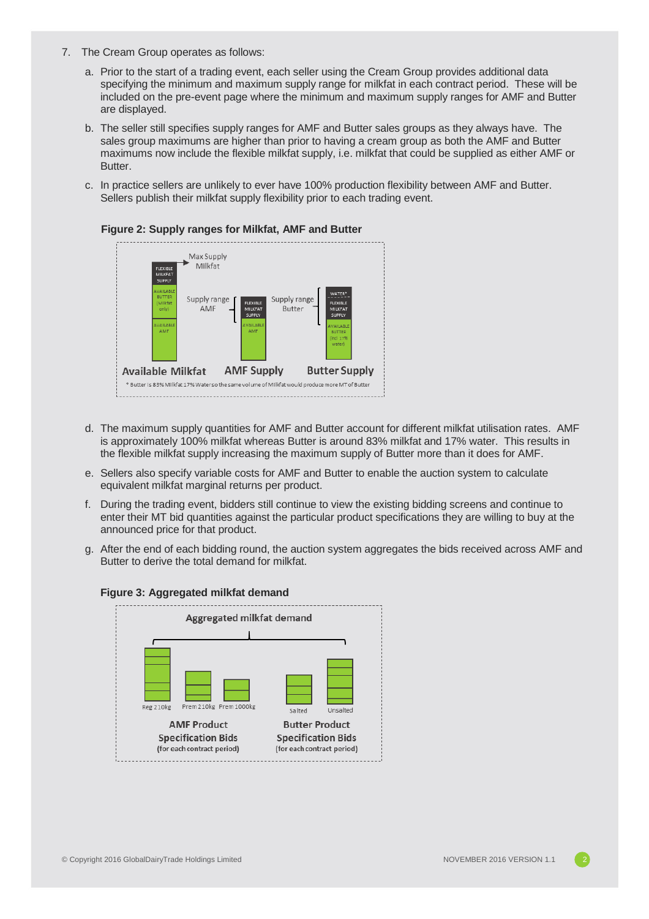7. The Cream Group operates as follows:

   a. Prior to the start of a trading event, each seller using the Cream Group provides additional data specifying the minimum and maximum supply range for milkfat in each contract period. These will be included on the pre-event page where the minimum and maximum supply ranges for AMF and Butter are displayed.

   b. The seller still specifies supply ranges for AMF and Butter sales groups as they always have. The sales group maximums are higher than prior to having a cream group as both the AMF and Butter maximums now include the flexible milkfat supply, i.e. milkfat that could be supplied as either AMF or Butter.

   c. In practice sellers are unlikely to ever have 100% production flexibility between AMF and Butter. Sellers publish their milkfat supply flexibility prior to each trading event.

**Figure 2: Supply ranges for Milkfat, AMF and Butter**

   d. The maximum supply quantities for AMF and Butter account for different milkfat utilisation rates. AMF is approximately 100% milkfat whereas Butter is around 83% milkfat and 17% water. This results in the flexible milkfat supply increasing the maximum supply of Butter more than it does for AMF.

   e. Sellers also specify variable costs for AMF and Butter to enable the auction system to calculate equivalent milkfat marginal returns per product.

   f. During the trading event, bidders still continue to view the existing bidding screens and continue to enter their MT bid quantities against the particular product specifications they are willing to buy at the announced price for that product.

   g. After the end of each bidding round, the auction system aggregates the bids received across AMF and Butter to derive the total demand for milkfat.

**Figure 3: Aggregated milkfat demand**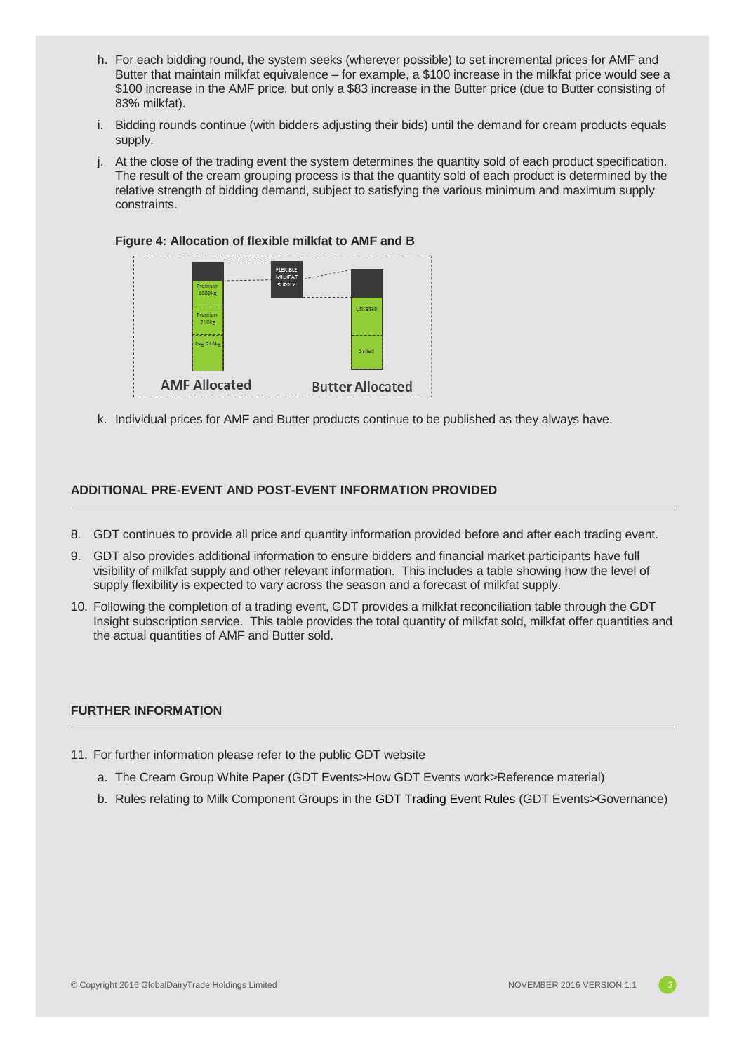h. For each bidding round, the system seeks (wherever possible) to set incremental prices for AMF and Butter that maintain milkfat equivalence – for example, a $100 increase in the milkfat price would see a $100 increase in the AMF price, but only a $83 increase in the Butter price (due to Butter consisting of 83% milkfat).

i. Bidding rounds continue (with bidders adjusting their bids) until the demand for cream products equals supply.

j. At the close of the trading event the system determines the quantity sold of each product specification. The result of the cream grouping process is that the quantity sold of each product is determined by the relative strength of bidding demand, subject to satisfying the various minimum and maximum supply constraints.

**Figure 4: Allocation of flexible milkfat to AMF and B**

FLEXIBLE MILKFAT SUPPLY

Premium 1000kg

Premium 210kg

Reg 210kg

Unsalted

Salted

AMF Allocated

Butter Allocated

k. Individual prices for AMF and Butter products continue to be published as they always have.

## ADDITIONAL PRE-EVENT AND POST-EVENT INFORMATION PROVIDED

8. GDT continues to provide all price and quantity information provided before and after each trading event.

9. GDT also provides additional information to ensure bidders and financial market participants have full visibility of milkfat supply and other relevant information. This includes a table showing how the level of supply flexibility is expected to vary across the season and a forecast of milkfat supply.

10. Following the completion of a trading event, GDT provides a milkfat reconciliation table through the GDT Insight subscription service. This table provides the total quantity of milkfat sold, milkfat offer quantities and the actual quantities of AMF and Butter sold.

## FURTHER INFORMATION

11. For further information please refer to the public GDT website

    a. The Cream Group White Paper (GDT Events>How GDT Events work>Reference material)

    b. Rules relating to Milk Component Groups in the GDT Trading Event Rules (GDT Events>Governance)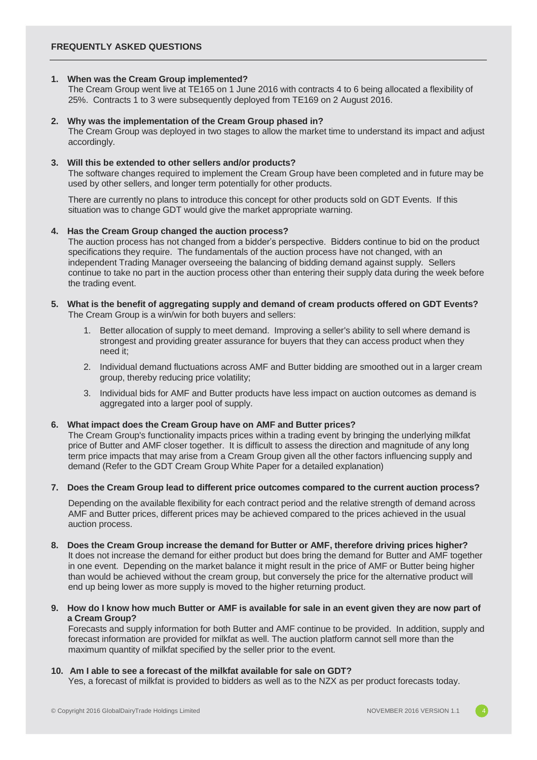## FREQUENTLY ASKED QUESTIONS

**1. When was the Cream Group implemented?**

The Cream Group went live at TE165 on 1 June 2016 with contracts 4 to 6 being allocated a flexibility of 25%. Contracts 1 to 3 were subsequently deployed from TE169 on 2 August 2016.

**2. Why was the implementation of the Cream Group phased in?**

The Cream Group was deployed in two stages to allow the market time to understand its impact and adjust accordingly.

**3. Will this be extended to other sellers and/or products?**

The software changes required to implement the Cream Group have been completed and in future may be used by other sellers, and longer term potentially for other products.

There are currently no plans to introduce this concept for other products sold on GDT Events. If this situation was to change GDT would give the market appropriate warning.

**4. Has the Cream Group changed the auction process?**

The auction process has not changed from a bidder's perspective. Bidders continue to bid on the product specifications they require. The fundamentals of the auction process have not changed, with an independent Trading Manager overseeing the balancing of bidding demand against supply. Sellers continue to take no part in the auction process other than entering their supply data during the week before the trading event.

**5. What is the benefit of aggregating supply and demand of cream products offered on GDT Events?**

The Cream Group is a win/win for both buyers and sellers:

1. Better allocation of supply to meet demand. Improving a seller's ability to sell where demand is strongest and providing greater assurance for buyers that they can access product when they need it;
2. Individual demand fluctuations across AMF and Butter bidding are smoothed out in a larger cream group, thereby reducing price volatility;
3. Individual bids for AMF and Butter products have less impact on auction outcomes as demand is aggregated into a larger pool of supply.

**6. What impact does the Cream Group have on AMF and Butter prices?**

The Cream Group's functionality impacts prices within a trading event by bringing the underlying milkfat price of Butter and AMF closer together. It is difficult to assess the direction and magnitude of any long term price impacts that may arise from a Cream Group given all the other factors influencing supply and demand (Refer to the GDT Cream Group White Paper for a detailed explanation)

**7. Does the Cream Group lead to different price outcomes compared to the current auction process?**

Depending on the available flexibility for each contract period and the relative strength of demand across AMF and Butter prices, different prices may be achieved compared to the prices achieved in the usual auction process.

**8. Does the Cream Group increase the demand for Butter or AMF, therefore driving prices higher?**

It does not increase the demand for either product but does bring the demand for Butter and AMF together in one event. Depending on the market balance it might result in the price of AMF or Butter being higher than would be achieved without the cream group, but conversely the price for the alternative product will end up being lower as more supply is moved to the higher returning product.

**9. How do I know how much Butter or AMF is available for sale in an event given they are now part of a Cream Group?**

Forecasts and supply information for both Butter and AMF continue to be provided. In addition, supply and forecast information are provided for milkfat as well. The auction platform cannot sell more than the maximum quantity of milkfat specified by the seller prior to the event.

**10. Am I able to see a forecast of the milkfat available for sale on GDT?**

Yes, a forecast of milkfat is provided to bidders as well as to the NZX as per product forecasts today.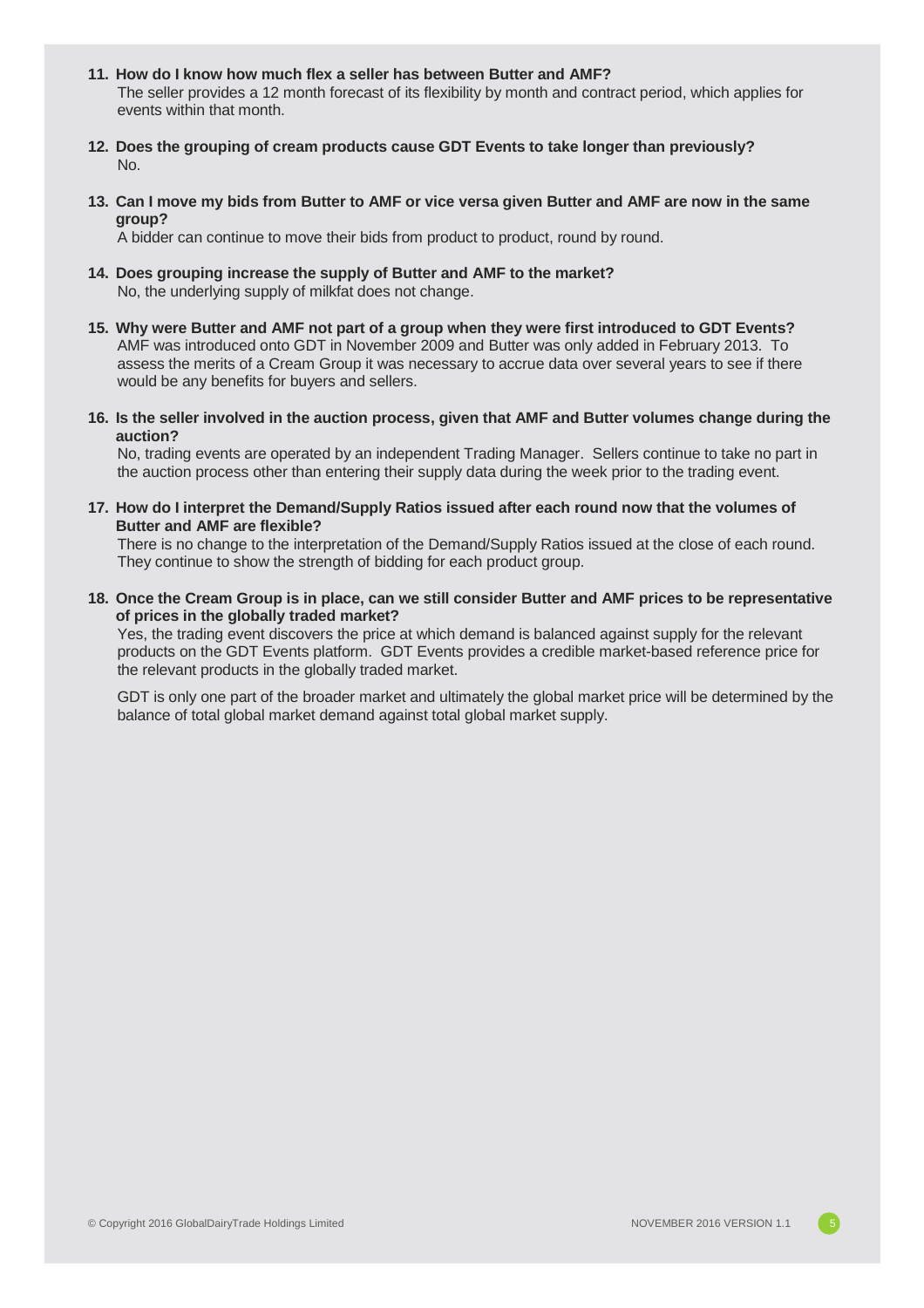11. **How do I know how much flex a seller has between Butter and AMF?**
    The seller provides a 12 month forecast of its flexibility by month and contract period, which applies for events within that month.

12. **Does the grouping of cream products cause GDT Events to take longer than previously?**
    No.

13. **Can I move my bids from Butter to AMF or vice versa given Butter and AMF are now in the same group?**
    A bidder can continue to move their bids from product to product, round by round.

14. **Does grouping increase the supply of Butter and AMF to the market?**
    No, the underlying supply of milkfat does not change.

15. **Why were Butter and AMF not part of a group when they were first introduced to GDT Events?**
    AMF was introduced onto GDT in November 2009 and Butter was only added in February 2013. To assess the merits of a Cream Group it was necessary to accrue data over several years to see if there would be any benefits for buyers and sellers.

16. **Is the seller involved in the auction process, given that AMF and Butter volumes change during the auction?**
    No, trading events are operated by an independent Trading Manager. Sellers continue to take no part in the auction process other than entering their supply data during the week prior to the trading event.

17. **How do I interpret the Demand/Supply Ratios issued after each round now that the volumes of Butter and AMF are flexible?**
    There is no change to the interpretation of the Demand/Supply Ratios issued at the close of each round. They continue to show the strength of bidding for each product group.

18. **Once the Cream Group is in place, can we still consider Butter and AMF prices to be representative of prices in the globally traded market?**
    Yes, the trading event discovers the price at which demand is balanced against supply for the relevant products on the GDT Events platform. GDT Events provides a credible market-based reference price for the relevant products in the globally traded market.

    GDT is only one part of the broader market and ultimately the global market price will be determined by the balance of total global market demand against total global market supply.